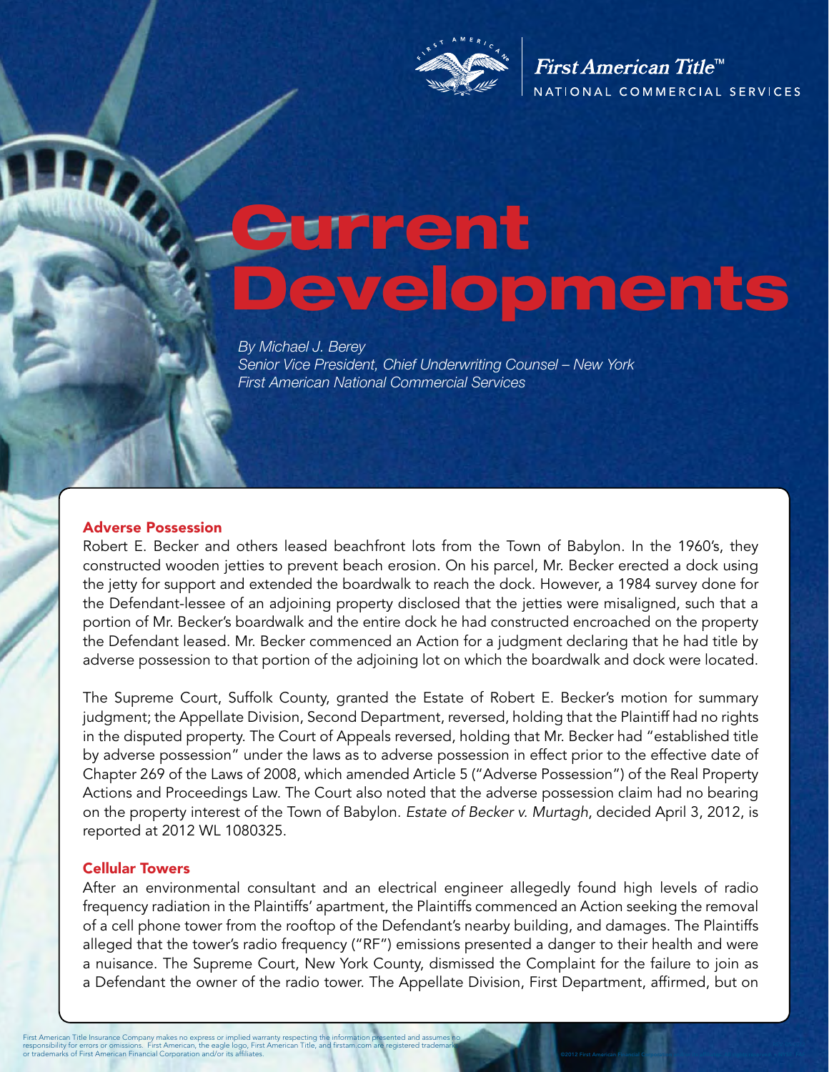# Current Developments

*By Michael J. Berey*
*Senior Vice President, Chief Underwriting Counsel – New York*
*First American National Commercial Services*

## Adverse Possession

Robert E. Becker and others leased beachfront lots from the Town of Babylon. In the 1960's, they constructed wooden jetties to prevent beach erosion. On his parcel, Mr. Becker erected a dock using the jetty for support and extended the boardwalk to reach the dock. However, a 1984 survey done for the Defendant-lessee of an adjoining property disclosed that the jetties were misaligned, such that a portion of Mr. Becker's boardwalk and the entire dock he had constructed encroached on the property the Defendant leased. Mr. Becker commenced an Action for a judgment declaring that he had title by adverse possession to that portion of the adjoining lot on which the boardwalk and dock were located.

The Supreme Court, Suffolk County, granted the Estate of Robert E. Becker's motion for summary judgment; the Appellate Division, Second Department, reversed, holding that the Plaintiff had no rights in the disputed property. The Court of Appeals reversed, holding that Mr. Becker had "established title by adverse possession" under the laws as to adverse possession in effect prior to the effective date of Chapter 269 of the Laws of 2008, which amended Article 5 ("Adverse Possession") of the Real Property Actions and Proceedings Law. The Court also noted that the adverse possession claim had no bearing on the property interest of the Town of Babylon. *Estate of Becker v. Murtagh*, decided April 3, 2012, is reported at 2012 WL 1080325.

## Cellular Towers

After an environmental consultant and an electrical engineer allegedly found high levels of radio frequency radiation in the Plaintiffs' apartment, the Plaintiffs commenced an Action seeking the removal of a cell phone tower from the rooftop of the Defendant's nearby building, and damages. The Plaintiffs alleged that the tower's radio frequency ("RF") emissions presented a danger to their health and were a nuisance. The Supreme Court, New York County, dismissed the Complaint for the failure to join as a Defendant the owner of the radio tower. The Appellate Division, First Department, affirmed, but on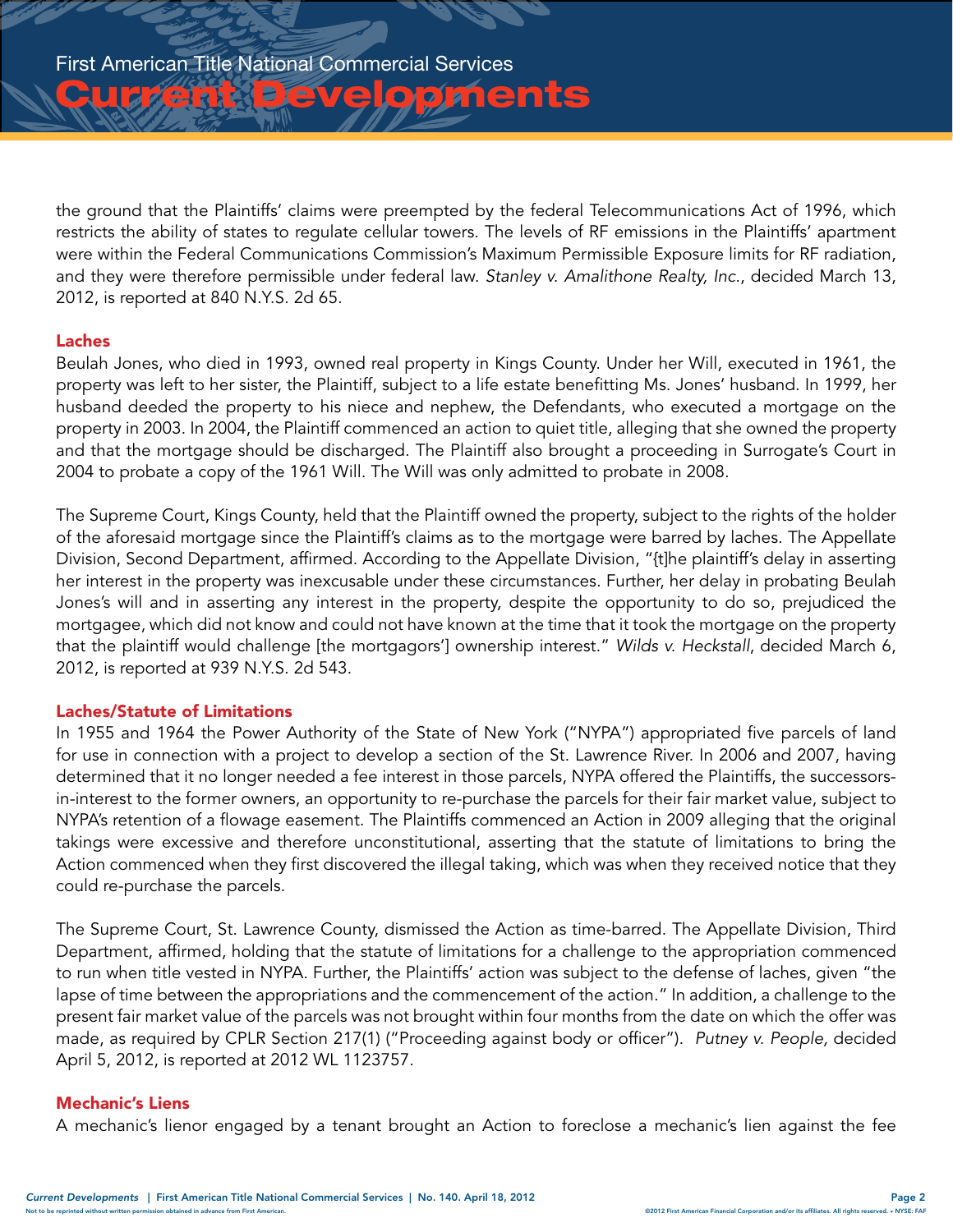the ground that the Plaintiffs' claims were preempted by the federal Telecommunications Act of 1996, which restricts the ability of states to regulate cellular towers. The levels of RF emissions in the Plaintiffs' apartment were within the Federal Communications Commission's Maximum Permissible Exposure limits for RF radiation, and they were therefore permissible under federal law. *Stanley v. Amalithone Realty, Inc.*, decided March 13, 2012, is reported at 840 N.Y.S. 2d 65.

### Laches

Beulah Jones, who died in 1993, owned real property in Kings County. Under her Will, executed in 1961, the property was left to her sister, the Plaintiff, subject to a life estate benefitting Ms. Jones' husband. In 1999, her husband deeded the property to his niece and nephew, the Defendants, who executed a mortgage on the property in 2003. In 2004, the Plaintiff commenced an action to quiet title, alleging that she owned the property and that the mortgage should be discharged. The Plaintiff also brought a proceeding in Surrogate's Court in 2004 to probate a copy of the 1961 Will. The Will was only admitted to probate in 2008.

The Supreme Court, Kings County, held that the Plaintiff owned the property, subject to the rights of the holder of the aforesaid mortgage since the Plaintiff's claims as to the mortgage were barred by laches. The Appellate Division, Second Department, affirmed. According to the Appellate Division, "{t]he plaintiff's delay in asserting her interest in the property was inexcusable under these circumstances. Further, her delay in probating Beulah Jones's will and in asserting any interest in the property, despite the opportunity to do so, prejudiced the mortgagee, which did not know and could not have known at the time that it took the mortgage on the property that the plaintiff would challenge [the mortgagors'] ownership interest." *Wilds v. Heckstall*, decided March 6, 2012, is reported at 939 N.Y.S. 2d 543.

### Laches/Statute of Limitations

In 1955 and 1964 the Power Authority of the State of New York ("NYPA") appropriated five parcels of land for use in connection with a project to develop a section of the St. Lawrence River. In 2006 and 2007, having determined that it no longer needed a fee interest in those parcels, NYPA offered the Plaintiffs, the successors-in-interest to the former owners, an opportunity to re-purchase the parcels for their fair market value, subject to NYPA's retention of a flowage easement. The Plaintiffs commenced an Action in 2009 alleging that the original takings were excessive and therefore unconstitutional, asserting that the statute of limitations to bring the Action commenced when they first discovered the illegal taking, which was when they received notice that they could re-purchase the parcels.

The Supreme Court, St. Lawrence County, dismissed the Action as time-barred. The Appellate Division, Third Department, affirmed, holding that the statute of limitations for a challenge to the appropriation commenced to run when title vested in NYPA. Further, the Plaintiffs' action was subject to the defense of laches, given "the lapse of time between the appropriations and the commencement of the action." In addition, a challenge to the present fair market value of the parcels was not brought within four months from the date on which the offer was made, as required by CPLR Section 217(1) ("Proceeding against body or officer"). *Putney v. People,* decided April 5, 2012, is reported at 2012 WL 1123757.

### Mechanic's Liens

A mechanic's lienor engaged by a tenant brought an Action to foreclose a mechanic's lien against the fee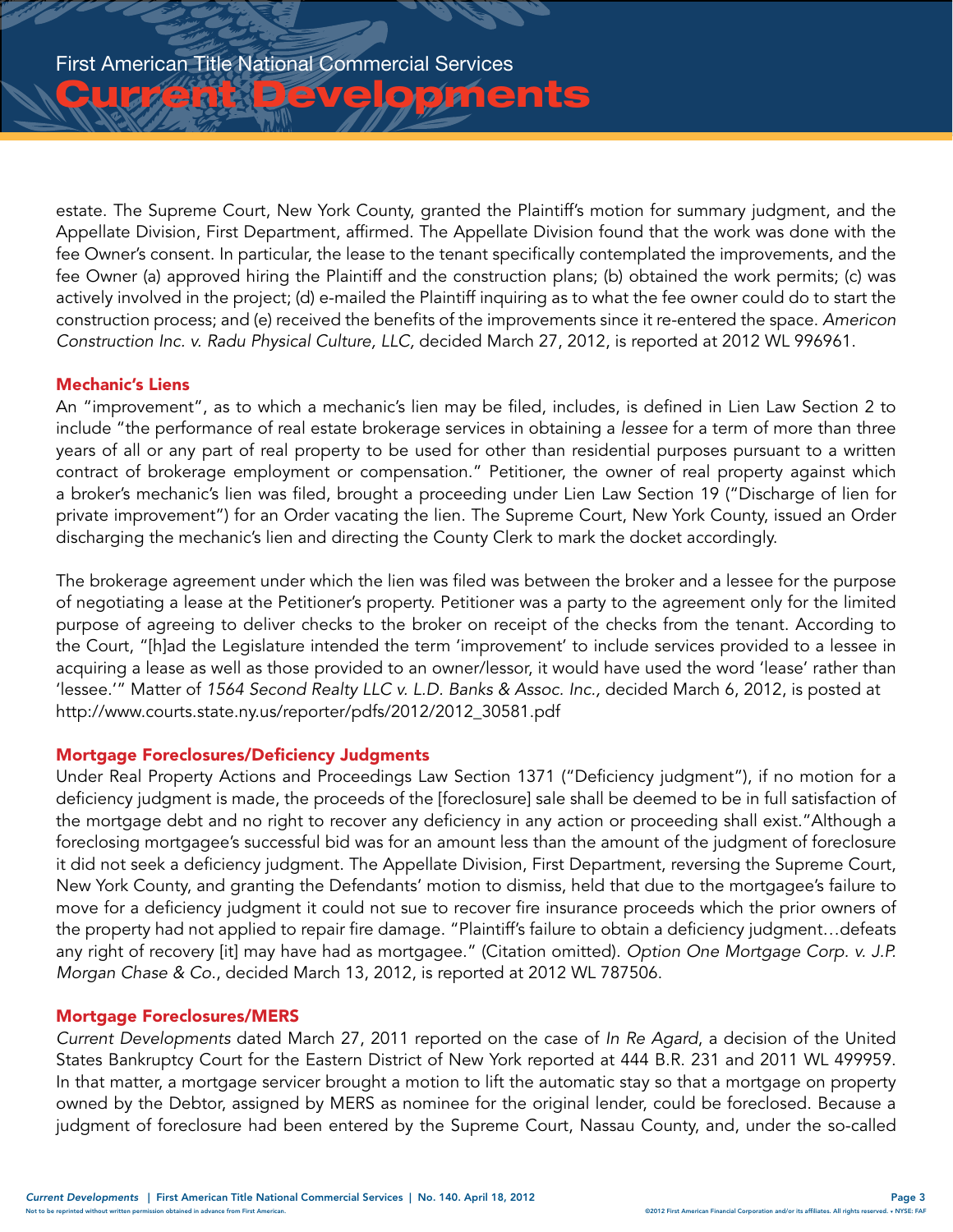estate. The Supreme Court, New York County, granted the Plaintiff's motion for summary judgment, and the Appellate Division, First Department, affirmed. The Appellate Division found that the work was done with the fee Owner's consent. In particular, the lease to the tenant specifically contemplated the improvements, and the fee Owner (a) approved hiring the Plaintiff and the construction plans; (b) obtained the work permits; (c) was actively involved in the project; (d) e-mailed the Plaintiff inquiring as to what the fee owner could do to start the construction process; and (e) received the benefits of the improvements since it re-entered the space. *Americon Construction Inc. v. Radu Physical Culture, LLC,* decided March 27, 2012, is reported at 2012 WL 996961.

## Mechanic's Liens

An "improvement", as to which a mechanic's lien may be filed, includes, is defined in Lien Law Section 2 to include "the performance of real estate brokerage services in obtaining a *lessee* for a term of more than three years of all or any part of real property to be used for other than residential purposes pursuant to a written contract of brokerage employment or compensation." Petitioner, the owner of real property against which a broker's mechanic's lien was filed, brought a proceeding under Lien Law Section 19 ("Discharge of lien for private improvement") for an Order vacating the lien. The Supreme Court, New York County, issued an Order discharging the mechanic's lien and directing the County Clerk to mark the docket accordingly.

The brokerage agreement under which the lien was filed was between the broker and a lessee for the purpose of negotiating a lease at the Petitioner's property. Petitioner was a party to the agreement only for the limited purpose of agreeing to deliver checks to the broker on receipt of the checks from the tenant. According to the Court, "[h]ad the Legislature intended the term 'improvement' to include services provided to a lessee in acquiring a lease as well as those provided to an owner/lessor, it would have used the word 'lease' rather than 'lessee.'" Matter of *1564 Second Realty LLC v. L.D. Banks & Assoc. Inc.,* decided March 6, 2012, is posted at http://www.courts.state.ny.us/reporter/pdfs/2012/2012_30581.pdf

## Mortgage Foreclosures/Deficiency Judgments

Under Real Property Actions and Proceedings Law Section 1371 ("Deficiency judgment"), if no motion for a deficiency judgment is made, the proceeds of the [foreclosure] sale shall be deemed to be in full satisfaction of the mortgage debt and no right to recover any deficiency in any action or proceeding shall exist."Although a foreclosing mortgagee's successful bid was for an amount less than the amount of the judgment of foreclosure it did not seek a deficiency judgment. The Appellate Division, First Department, reversing the Supreme Court, New York County, and granting the Defendants' motion to dismiss, held that due to the mortgagee's failure to move for a deficiency judgment it could not sue to recover fire insurance proceeds which the prior owners of the property had not applied to repair fire damage. "Plaintiff's failure to obtain a deficiency judgment…defeats any right of recovery [it] may have had as mortgagee." (Citation omitted). *Option One Mortgage Corp. v. J.P. Morgan Chase & Co.*, decided March 13, 2012, is reported at 2012 WL 787506.

## Mortgage Foreclosures/MERS

*Current Developments* dated March 27, 2011 reported on the case of *In Re Agard*, a decision of the United States Bankruptcy Court for the Eastern District of New York reported at 444 B.R. 231 and 2011 WL 499959. In that matter, a mortgage servicer brought a motion to lift the automatic stay so that a mortgage on property owned by the Debtor, assigned by MERS as nominee for the original lender, could be foreclosed. Because a judgment of foreclosure had been entered by the Supreme Court, Nassau County, and, under the so-called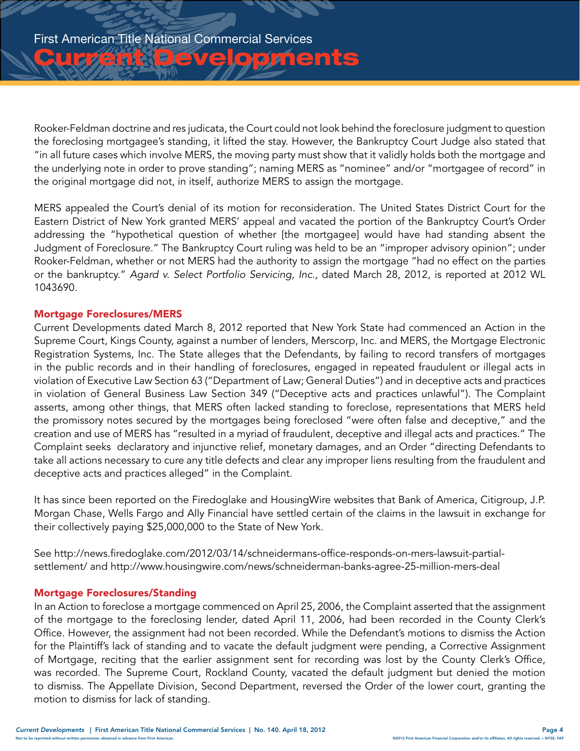Rooker-Feldman doctrine and res judicata, the Court could not look behind the foreclosure judgment to question the foreclosing mortgagee's standing, it lifted the stay. However, the Bankruptcy Court Judge also stated that "in all future cases which involve MERS, the moving party must show that it validly holds both the mortgage and the underlying note in order to prove standing"; naming MERS as "nominee" and/or "mortgagee of record" in the original mortgage did not, in itself, authorize MERS to assign the mortgage.

MERS appealed the Court's denial of its motion for reconsideration. The United States District Court for the Eastern District of New York granted MERS' appeal and vacated the portion of the Bankruptcy Court's Order addressing the "hypothetical question of whether [the mortgagee] would have had standing absent the Judgment of Foreclosure." The Bankruptcy Court ruling was held to be an "improper advisory opinion"; under Rooker-Feldman, whether or not MERS had the authority to assign the mortgage "had no effect on the parties or the bankruptcy." *Agard v. Select Portfolio Servicing, Inc.,* dated March 28, 2012, is reported at 2012 WL 1043690.

## Mortgage Foreclosures/MERS

Current Developments dated March 8, 2012 reported that New York State had commenced an Action in the Supreme Court, Kings County, against a number of lenders, Merscorp, Inc. and MERS, the Mortgage Electronic Registration Systems, Inc. The State alleges that the Defendants, by failing to record transfers of mortgages in the public records and in their handling of foreclosures, engaged in repeated fraudulent or illegal acts in violation of Executive Law Section 63 ("Department of Law; General Duties") and in deceptive acts and practices in violation of General Business Law Section 349 ("Deceptive acts and practices unlawful"). The Complaint asserts, among other things, that MERS often lacked standing to foreclose, representations that MERS held the promissory notes secured by the mortgages being foreclosed "were often false and deceptive," and the creation and use of MERS has "resulted in a myriad of fraudulent, deceptive and illegal acts and practices." The Complaint seeks declaratory and injunctive relief, monetary damages, and an Order "directing Defendants to take all actions necessary to cure any title defects and clear any improper liens resulting from the fraudulent and deceptive acts and practices alleged" in the Complaint.

It has since been reported on the Firedoglake and HousingWire websites that Bank of America, Citigroup, J.P. Morgan Chase, Wells Fargo and Ally Financial have settled certain of the claims in the lawsuit in exchange for their collectively paying $25,000,000 to the State of New York.

See http://news.firedoglake.com/2012/03/14/schneidermans-office-responds-on-mers-lawsuit-partial-settlement/ and http://www.housingwire.com/news/schneiderman-banks-agree-25-million-mers-deal

## Mortgage Foreclosures/Standing

In an Action to foreclose a mortgage commenced on April 25, 2006, the Complaint asserted that the assignment of the mortgage to the foreclosing lender, dated April 11, 2006, had been recorded in the County Clerk's Office. However, the assignment had not been recorded. While the Defendant's motions to dismiss the Action for the Plaintiff's lack of standing and to vacate the default judgment were pending, a Corrective Assignment of Mortgage, reciting that the earlier assignment sent for recording was lost by the County Clerk's Office, was recorded. The Supreme Court, Rockland County, vacated the default judgment but denied the motion to dismiss. The Appellate Division, Second Department, reversed the Order of the lower court, granting the motion to dismiss for lack of standing.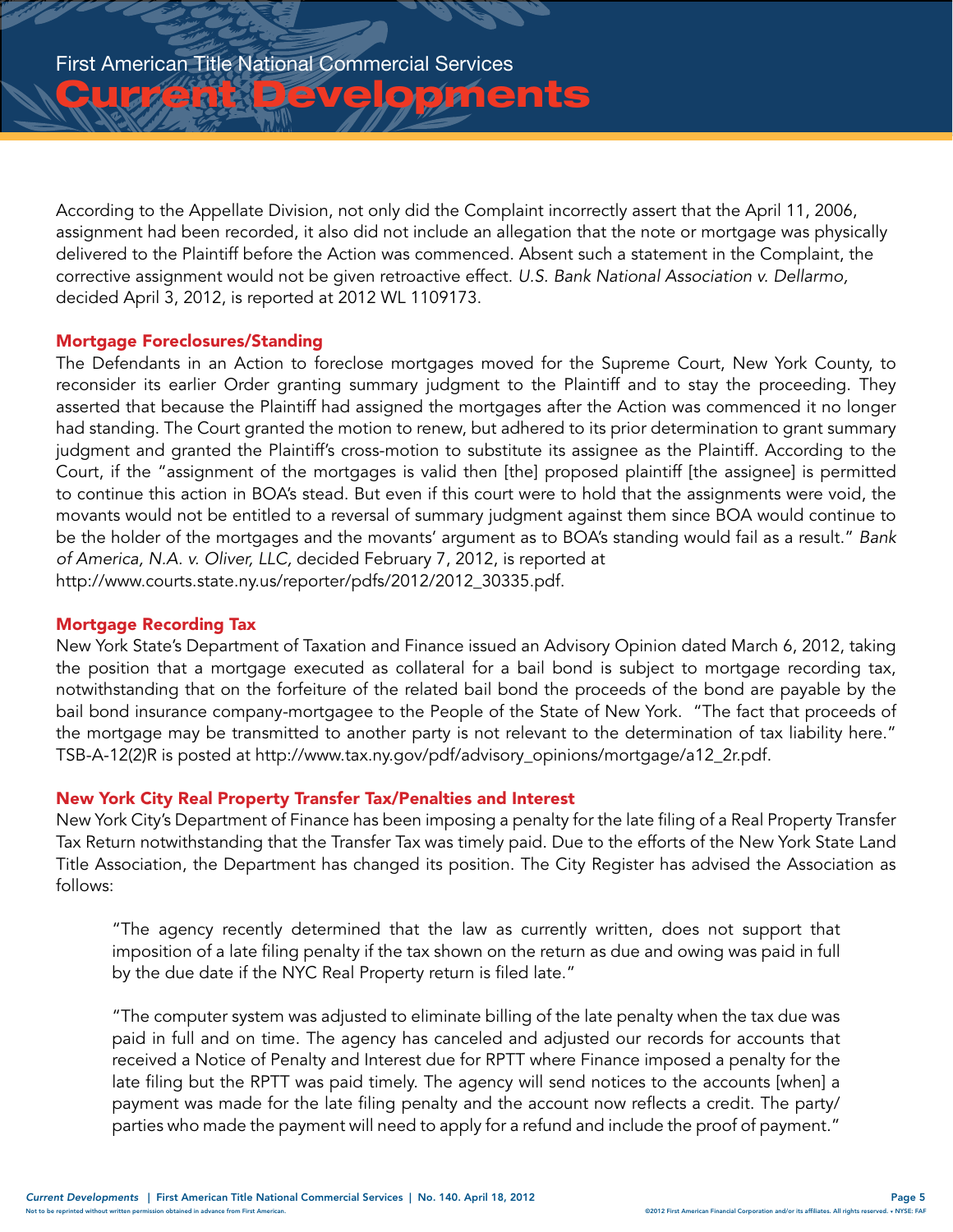According to the Appellate Division, not only did the Complaint incorrectly assert that the April 11, 2006, assignment had been recorded, it also did not include an allegation that the note or mortgage was physically delivered to the Plaintiff before the Action was commenced. Absent such a statement in the Complaint, the corrective assignment would not be given retroactive effect. *U.S. Bank National Association v. Dellarmo,* decided April 3, 2012, is reported at 2012 WL 1109173.

### Mortgage Foreclosures/Standing

The Defendants in an Action to foreclose mortgages moved for the Supreme Court, New York County, to reconsider its earlier Order granting summary judgment to the Plaintiff and to stay the proceeding. They asserted that because the Plaintiff had assigned the mortgages after the Action was commenced it no longer had standing. The Court granted the motion to renew, but adhered to its prior determination to grant summary judgment and granted the Plaintiff's cross-motion to substitute its assignee as the Plaintiff. According to the Court, if the "assignment of the mortgages is valid then [the] proposed plaintiff [the assignee] is permitted to continue this action in BOA's stead. But even if this court were to hold that the assignments were void, the movants would not be entitled to a reversal of summary judgment against them since BOA would continue to be the holder of the mortgages and the movants' argument as to BOA's standing would fail as a result." *Bank of America, N.A. v. Oliver, LLC,* decided February 7, 2012, is reported at http://www.courts.state.ny.us/reporter/pdfs/2012/2012_30335.pdf.

### Mortgage Recording Tax

New York State's Department of Taxation and Finance issued an Advisory Opinion dated March 6, 2012, taking the position that a mortgage executed as collateral for a bail bond is subject to mortgage recording tax, notwithstanding that on the forfeiture of the related bail bond the proceeds of the bond are payable by the bail bond insurance company-mortgagee to the People of the State of New York. "The fact that proceeds of the mortgage may be transmitted to another party is not relevant to the determination of tax liability here." TSB-A-12(2)R is posted at http://www.tax.ny.gov/pdf/advisory_opinions/mortgage/a12_2r.pdf.

### New York City Real Property Transfer Tax/Penalties and Interest

New York City's Department of Finance has been imposing a penalty for the late filing of a Real Property Transfer Tax Return notwithstanding that the Transfer Tax was timely paid. Due to the efforts of the New York State Land Title Association, the Department has changed its position. The City Register has advised the Association as follows:

> "The agency recently determined that the law as currently written, does not support that imposition of a late filing penalty if the tax shown on the return as due and owing was paid in full by the due date if the NYC Real Property return is filed late."
>
> "The computer system was adjusted to eliminate billing of the late penalty when the tax due was paid in full and on time. The agency has canceled and adjusted our records for accounts that received a Notice of Penalty and Interest due for RPTT where Finance imposed a penalty for the late filing but the RPTT was paid timely. The agency will send notices to the accounts [when] a payment was made for the late filing penalty and the account now reflects a credit. The party/parties who made the payment will need to apply for a refund and include the proof of payment."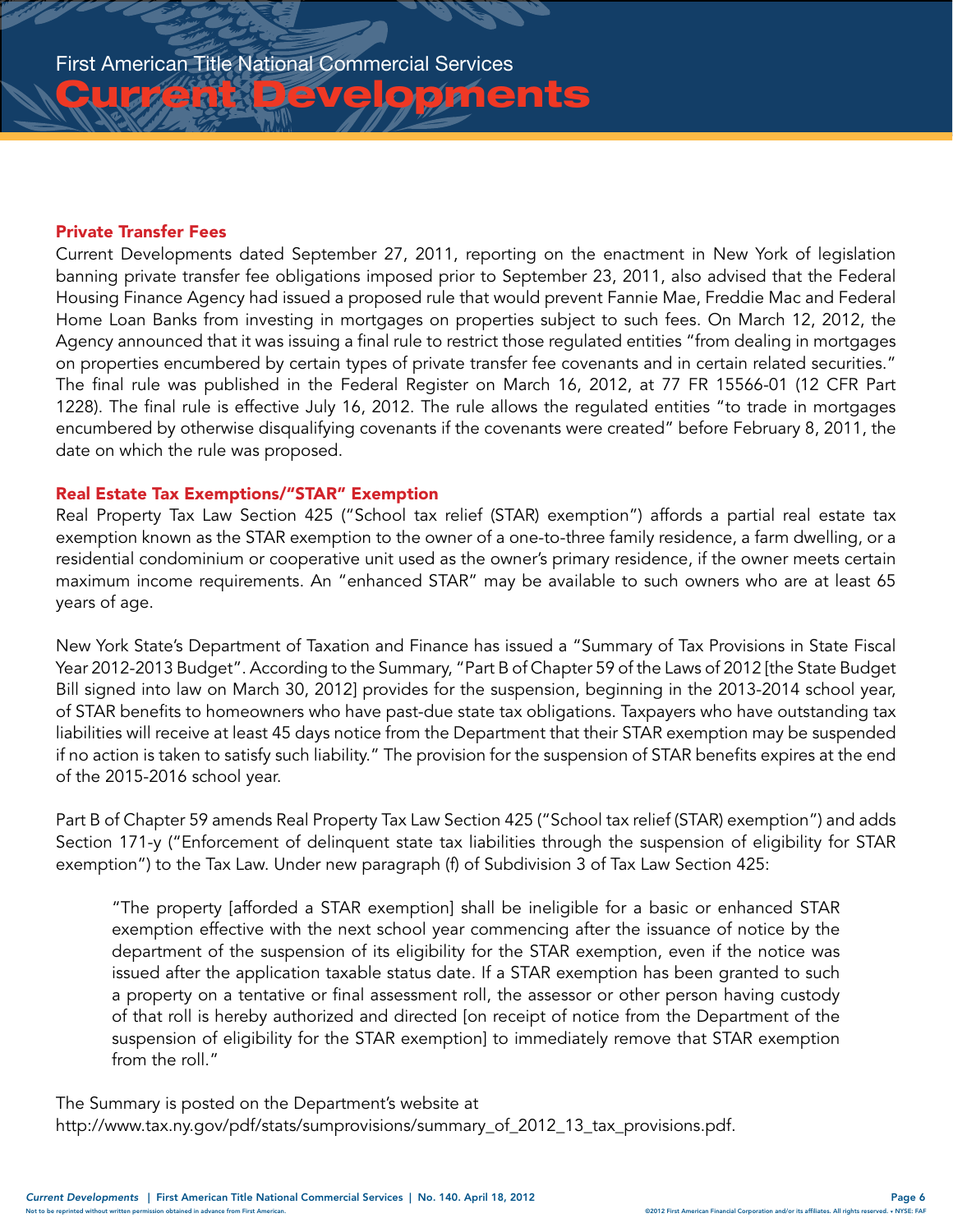## Private Transfer Fees

Current Developments dated September 27, 2011, reporting on the enactment in New York of legislation banning private transfer fee obligations imposed prior to September 23, 2011, also advised that the Federal Housing Finance Agency had issued a proposed rule that would prevent Fannie Mae, Freddie Mac and Federal Home Loan Banks from investing in mortgages on properties subject to such fees. On March 12, 2012, the Agency announced that it was issuing a final rule to restrict those regulated entities "from dealing in mortgages on properties encumbered by certain types of private transfer fee covenants and in certain related securities." The final rule was published in the Federal Register on March 16, 2012, at 77 FR 15566-01 (12 CFR Part 1228). The final rule is effective July 16, 2012. The rule allows the regulated entities "to trade in mortgages encumbered by otherwise disqualifying covenants if the covenants were created" before February 8, 2011, the date on which the rule was proposed.

## Real Estate Tax Exemptions/"STAR" Exemption

Real Property Tax Law Section 425 ("School tax relief (STAR) exemption") affords a partial real estate tax exemption known as the STAR exemption to the owner of a one-to-three family residence, a farm dwelling, or a residential condominium or cooperative unit used as the owner's primary residence, if the owner meets certain maximum income requirements. An "enhanced STAR" may be available to such owners who are at least 65 years of age.

New York State's Department of Taxation and Finance has issued a "Summary of Tax Provisions in State Fiscal Year 2012-2013 Budget". According to the Summary, "Part B of Chapter 59 of the Laws of 2012 [the State Budget Bill signed into law on March 30, 2012] provides for the suspension, beginning in the 2013-2014 school year, of STAR benefits to homeowners who have past-due state tax obligations. Taxpayers who have outstanding tax liabilities will receive at least 45 days notice from the Department that their STAR exemption may be suspended if no action is taken to satisfy such liability." The provision for the suspension of STAR benefits expires at the end of the 2015-2016 school year.

Part B of Chapter 59 amends Real Property Tax Law Section 425 ("School tax relief (STAR) exemption") and adds Section 171-y ("Enforcement of delinquent state tax liabilities through the suspension of eligibility for STAR exemption") to the Tax Law. Under new paragraph (f) of Subdivision 3 of Tax Law Section 425:

> "The property [afforded a STAR exemption] shall be ineligible for a basic or enhanced STAR exemption effective with the next school year commencing after the issuance of notice by the department of the suspension of its eligibility for the STAR exemption, even if the notice was issued after the application taxable status date. If a STAR exemption has been granted to such a property on a tentative or final assessment roll, the assessor or other person having custody of that roll is hereby authorized and directed [on receipt of notice from the Department of the suspension of eligibility for the STAR exemption] to immediately remove that STAR exemption from the roll."

The Summary is posted on the Department's website at
http://www.tax.ny.gov/pdf/stats/sumprovisions/summary_of_2012_13_tax_provisions.pdf.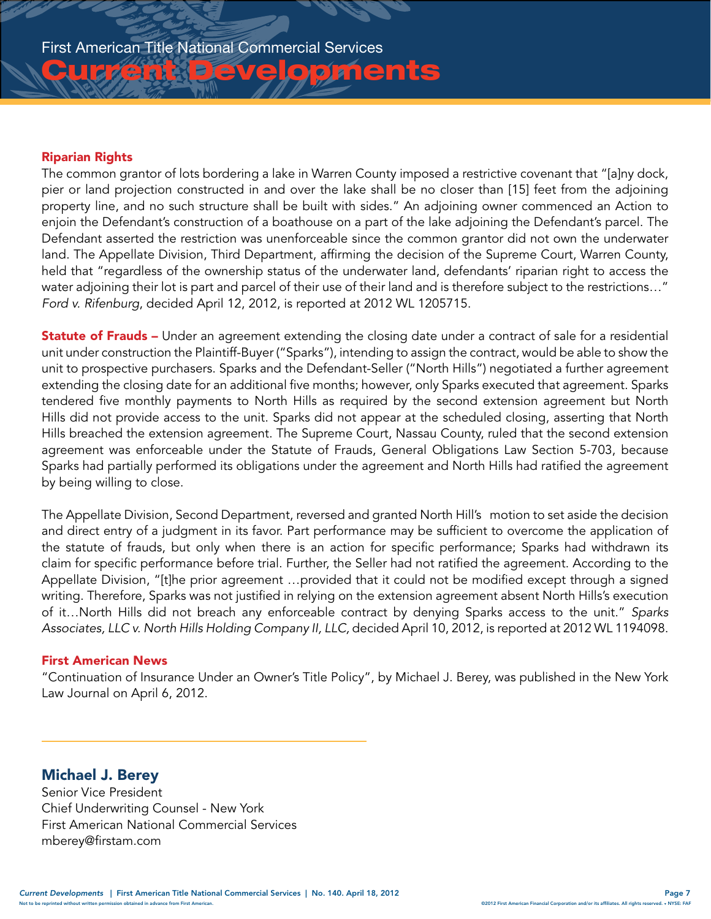### Riparian Rights

The common grantor of lots bordering a lake in Warren County imposed a restrictive covenant that "[a]ny dock, pier or land projection constructed in and over the lake shall be no closer than [15] feet from the adjoining property line, and no such structure shall be built with sides." An adjoining owner commenced an Action to enjoin the Defendant's construction of a boathouse on a part of the lake adjoining the Defendant's parcel. The Defendant asserted the restriction was unenforceable since the common grantor did not own the underwater land. The Appellate Division, Third Department, affirming the decision of the Supreme Court, Warren County, held that "regardless of the ownership status of the underwater land, defendants' riparian right to access the water adjoining their lot is part and parcel of their use of their land and is therefore subject to the restrictions…" *Ford v. Rifenburg*, decided April 12, 2012, is reported at 2012 WL 1205715.

**Statute of Frauds –** Under an agreement extending the closing date under a contract of sale for a residential unit under construction the Plaintiff-Buyer ("Sparks"), intending to assign the contract, would be able to show the unit to prospective purchasers. Sparks and the Defendant-Seller ("North Hills") negotiated a further agreement extending the closing date for an additional five months; however, only Sparks executed that agreement. Sparks tendered five monthly payments to North Hills as required by the second extension agreement but North Hills did not provide access to the unit. Sparks did not appear at the scheduled closing, asserting that North Hills breached the extension agreement. The Supreme Court, Nassau County, ruled that the second extension agreement was enforceable under the Statute of Frauds, General Obligations Law Section 5-703, because Sparks had partially performed its obligations under the agreement and North Hills had ratified the agreement by being willing to close.

The Appellate Division, Second Department, reversed and granted North Hill's motion to set aside the decision and direct entry of a judgment in its favor. Part performance may be sufficient to overcome the application of the statute of frauds, but only when there is an action for specific performance; Sparks had withdrawn its claim for specific performance before trial. Further, the Seller had not ratified the agreement. According to the Appellate Division, "[t]he prior agreement …provided that it could not be modified except through a signed writing. Therefore, Sparks was not justified in relying on the extension agreement absent North Hills's execution of it…North Hills did not breach any enforceable contract by denying Sparks access to the unit." *Sparks Associates, LLC v. North Hills Holding Company II, LLC,* decided April 10, 2012, is reported at 2012 WL 1194098.

### First American News

"Continuation of Insurance Under an Owner's Title Policy", by Michael J. Berey, was published in the New York Law Journal on April 6, 2012.

---

**Michael J. Berey**
Senior Vice President
Chief Underwriting Counsel - New York
First American National Commercial Services
mberey@firstam.com